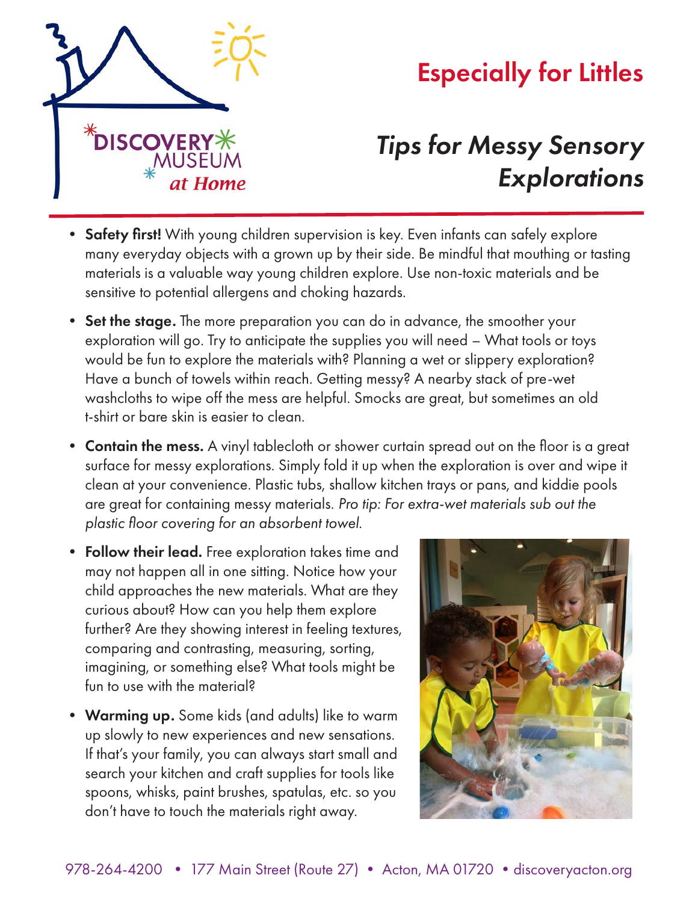# Especially for Littles

## *Tips for Messy Sensory Explorations*

- **Safety first!** With young children supervision is key. Even infants can safely explore many everyday objects with a grown up by their side. Be mindful that mouthing or tasting materials is a valuable way young children explore. Use non-toxic materials and be sensitive to potential allergens and choking hazards.

- **Set the stage.** The more preparation you can do in advance, the smoother your exploration will go. Try to anticipate the supplies you will need – What tools or toys would be fun to explore the materials with? Planning a wet or slippery exploration? Have a bunch of towels within reach. Getting messy? A nearby stack of pre-wet washcloths to wipe off the mess are helpful. Smocks are great, but sometimes an old t-shirt or bare skin is easier to clean.

- **Contain the mess.** A vinyl tablecloth or shower curtain spread out on the floor is a great surface for messy explorations. Simply fold it up when the exploration is over and wipe it clean at your convenience. Plastic tubs, shallow kitchen trays or pans, and kiddie pools are great for containing messy materials. *Pro tip: For extra-wet materials sub out the plastic floor covering for an absorbent towel.*

- **Follow their lead.** Free exploration takes time and may not happen all in one sitting. Notice how your child approaches the new materials. What are they curious about? How can you help them explore further? Are they showing interest in feeling textures, comparing and contrasting, measuring, sorting, imagining, or something else? What tools might be fun to use with the material?

- **Warming up.** Some kids (and adults) like to warm up slowly to new experiences and new sensations. If that's your family, you can always start small and search your kitchen and craft supplies for tools like spoons, whisks, paint brushes, spatulas, etc. so you don't have to touch the materials right away.

978-264-4200 • 177 Main Street (Route 27) • Acton, MA 01720 • discoveryacton.org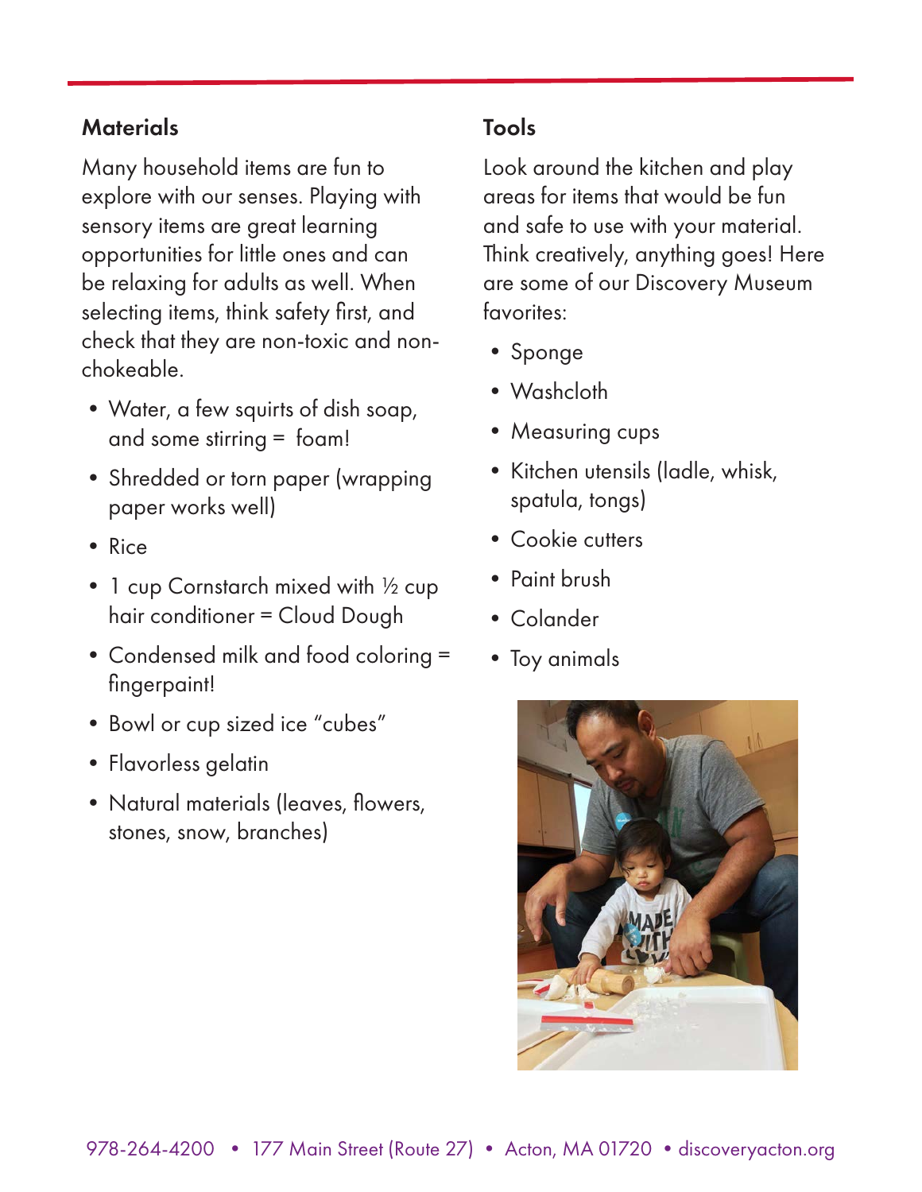## Materials

Many household items are fun to explore with our senses. Playing with sensory items are great learning opportunities for little ones and can be relaxing for adults as well. When selecting items, think safety first, and check that they are non-toxic and non-chokeable.

- Water, a few squirts of dish soap, and some stirring = foam!
- Shredded or torn paper (wrapping paper works well)
- Rice
- 1 cup Cornstarch mixed with ½ cup hair conditioner = Cloud Dough
- Condensed milk and food coloring = fingerpaint!
- Bowl or cup sized ice "cubes"
- Flavorless gelatin
- Natural materials (leaves, flowers, stones, snow, branches)

## Tools

Look around the kitchen and play areas for items that would be fun and safe to use with your material. Think creatively, anything goes! Here are some of our Discovery Museum favorites:

- Sponge
- Washcloth
- Measuring cups
- Kitchen utensils (ladle, whisk, spatula, tongs)
- Cookie cutters
- Paint brush
- Colander
- Toy animals

978-264-4200 • 177 Main Street (Route 27) • Acton, MA 01720 • discoveryacton.org